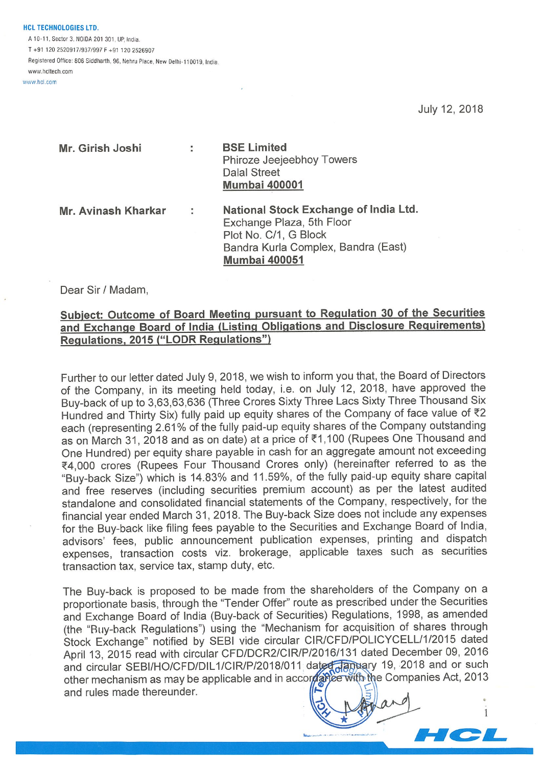**HCL TECHNOLOGIES LTD.**
A 10-11, Sector 3, NOIDA 201 301, UP, India.
T +91 120 2520917/937/997 F +91 120 2526907
Registered Office: 806 Siddharth, 96, Nehru Place, New Delhi-110019, India.
www.hcltech.com
www.hcl.com

July 12, 2018

| | | |
|---|---|---|
| **Mr. Girish Joshi** | : | **BSE Limited**<br>Phiroze Jeejeebhoy Towers<br>Dalal Street<br>**Mumbai 400001** |
| **Mr. Avinash Kharkar** | : | **National Stock Exchange of India Ltd.**<br>Exchange Plaza, 5th Floor<br>Plot No. C/1, G Block<br>Bandra Kurla Complex, Bandra (East)<br>**Mumbai 400051** |

Dear Sir / Madam,

**Subject: Outcome of Board Meeting pursuant to Regulation 30 of the Securities and Exchange Board of India (Listing Obligations and Disclosure Requirements) Regulations, 2015 ("LODR Regulations")**

Further to our letter dated July 9, 2018, we wish to inform you that, the Board of Directors of the Company, in its meeting held today, i.e. on July 12, 2018, have approved the Buy-back of up to 3,63,63,636 (Three Crores Sixty Three Lacs Sixty Three Thousand Six Hundred and Thirty Six) fully paid up equity shares of the Company of face value of ₹2 each (representing 2.61% of the fully paid-up equity shares of the Company outstanding as on March 31, 2018 and as on date) at a price of ₹1,100 (Rupees One Thousand and One Hundred) per equity share payable in cash for an aggregate amount not exceeding ₹4,000 crores (Rupees Four Thousand Crores only) (hereinafter referred to as the "Buy-back Size") which is 14.83% and 11.59%, of the fully paid-up equity share capital and free reserves (including securities premium account) as per the latest audited standalone and consolidated financial statements of the Company, respectively, for the financial year ended March 31, 2018. The Buy-back Size does not include any expenses for the Buy-back like filing fees payable to the Securities and Exchange Board of India, advisors' fees, public announcement publication expenses, printing and dispatch expenses, transaction costs viz. brokerage, applicable taxes such as securities transaction tax, service tax, stamp duty, etc.

The Buy-back is proposed to be made from the shareholders of the Company on a proportionate basis, through the "Tender Offer" route as prescribed under the Securities and Exchange Board of India (Buy-back of Securities) Regulations, 1998, as amended (the "Buy-back Regulations") using the "Mechanism for acquisition of shares through Stock Exchange" notified by SEBI vide circular CIR/CFD/POLICYCELL/1/2015 dated April 13, 2015 read with circular CFD/DCR2/CIR/P/2016/131 dated December 09, 2016 and circular SEBI/HO/CFD/DIL1/CIR/P/2018/011 dated January 19, 2018 and or such other mechanism as may be applicable and in accordance with the Companies Act, 2013 and rules made thereunder.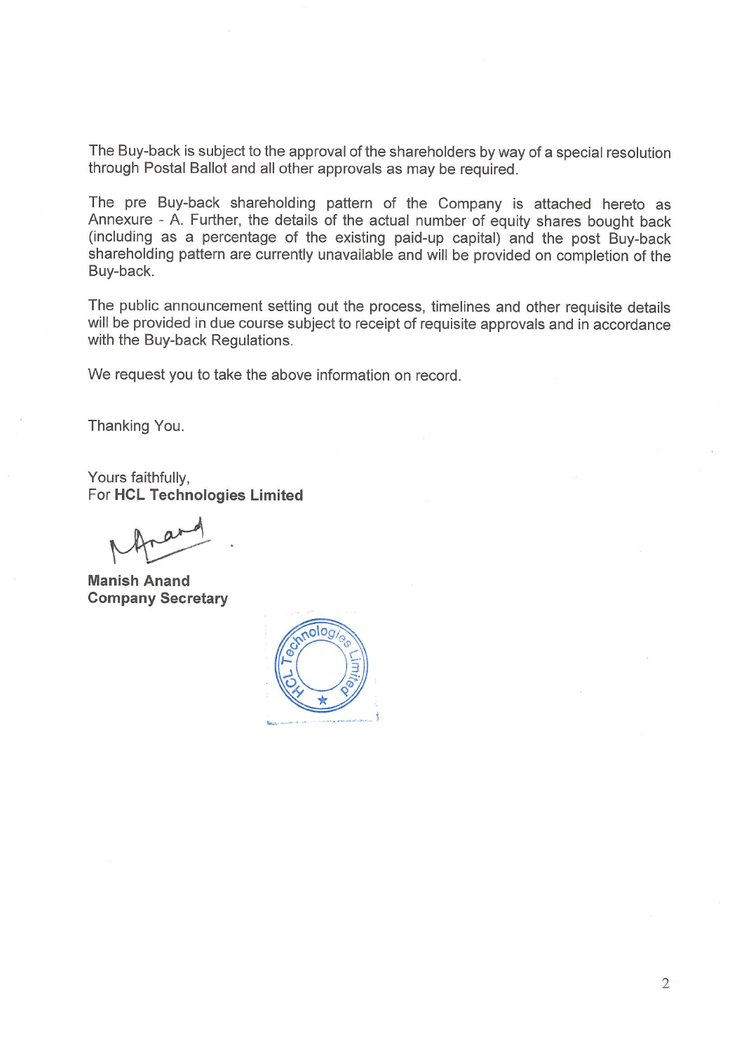The Buy-back is subject to the approval of the shareholders by way of a special resolution through Postal Ballot and all other approvals as may be required.

The pre Buy-back shareholding pattern of the Company is attached hereto as Annexure - A. Further, the details of the actual number of equity shares bought back (including as a percentage of the existing paid-up capital) and the post Buy-back shareholding pattern are currently unavailable and will be provided on completion of the Buy-back.

The public announcement setting out the process, timelines and other requisite details will be provided in due course subject to receipt of requisite approvals and in accordance with the Buy-back Regulations.

We request you to take the above information on record.

Thanking You.

Yours faithfully,
For **HCL Technologies Limited**

**Manish Anand**
**Company Secretary**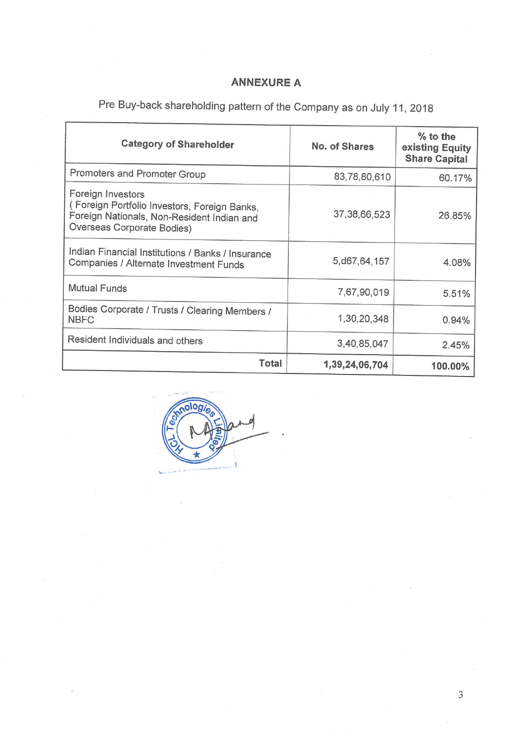## ANNEXURE A

Pre Buy-back shareholding pattern of the Company as on July 11, 2018

| Category of Shareholder | No. of Shares | % to the existing Equity Share Capital |
|---|---|---|
| Promoters and Promoter Group | 83,78,80,610 | 60.17% |
| Foreign Investors ( Foreign Portfolio Investors, Foreign Banks, Foreign Nationals, Non-Resident Indian and Overseas Corporate Bodies) | 37,38,66,523 | 26.85% |
| Indian Financial Institutions / Banks / Insurance Companies / Alternate Investment Funds | 5,d67,64,157 | 4.08% |
| Mutual Funds | 7,67,90,019 | 5.51% |
| Bodies Corporate / Trusts / Clearing Members / NBFC | 1,30,20,348 | 0.94% |
| Resident Individuals and others | 3,40,85,047 | 2.45% |
| **Total** | **1,39,24,06,704** | **100.00%** |